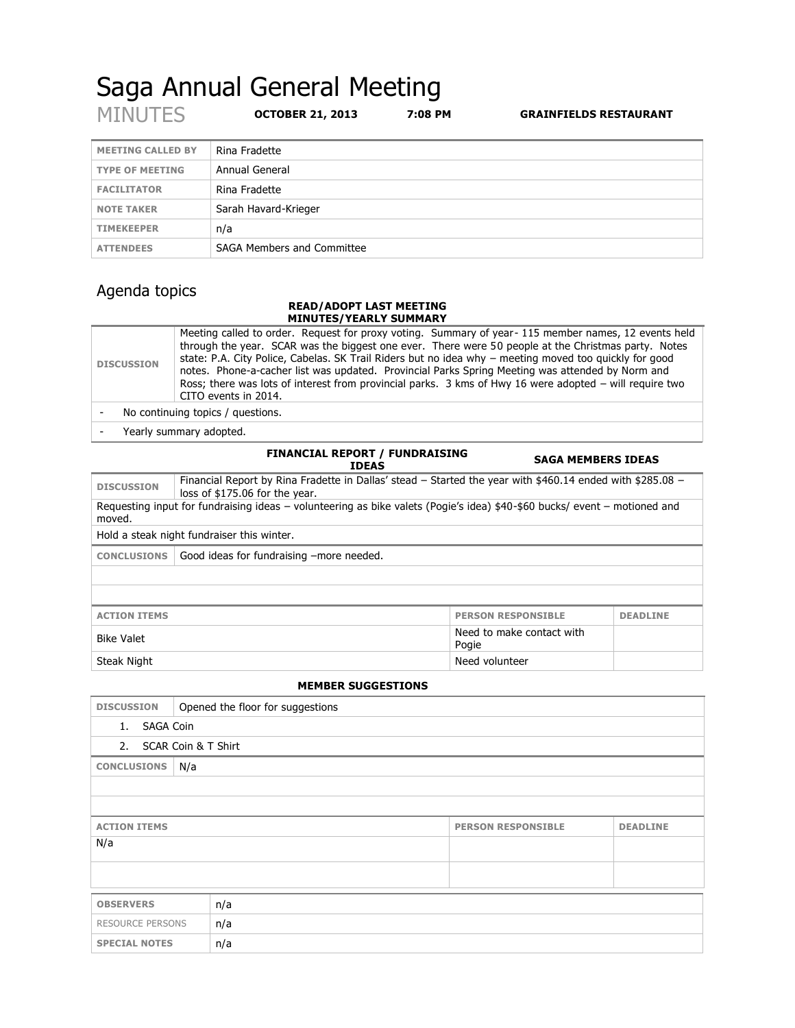# Saga Annual General Meeting

MINUTES **OCTOBER 21, 2013** **7:08 PM** **GRAINFIELDS RESTAURANT**

| | |
|---|---|
| **MEETING CALLED BY** | Rina Fradette |
| **TYPE OF MEETING** | Annual General |
| **FACILITATOR** | Rina Fradette |
| **NOTE TAKER** | Sarah Havard-Krieger |
| **TIMEKEEPER** | n/a |
| **ATTENDEES** | SAGA Members and Committee |

## Agenda topics

### READ/ADOPT LAST MEETING MINUTES/YEARLY SUMMARY

| | |
|---|---|
| **DISCUSSION** | Meeting called to order. Request for proxy voting. Summary of year- 115 member names, 12 events held through the year. SCAR was the biggest one ever. There were 50 people at the Christmas party. Notes state: P.A. City Police, Cabelas. SK Trail Riders but no idea why – meeting moved too quickly for good notes. Phone-a-cacher list was updated. Provincial Parks Spring Meeting was attended by Norm and Ross; there was lots of interest from provincial parks. 3 kms of Hwy 16 were adopted – will require two CITO events in 2014. |

- No continuing topics / questions.
- Yearly summary adopted.

### FINANCIAL REPORT / FUNDRAISING IDEAS — SAGA MEMBERS IDEAS

| | |
|---|---|
| **DISCUSSION** | Financial Report by Rina Fradette in Dallas' stead – Started the year with $460.14 ended with $285.08 – loss of $175.06 for the year. |

Requesting input for fundraising ideas – volunteering as bike valets (Pogie's idea) $40-$60 bucks/ event – motioned and moved.

Hold a steak night fundraiser this winter.

| | |
|---|---|
| **CONCLUSIONS** | Good ideas for fundraising –more needed. |

| ACTION ITEMS | PERSON RESPONSIBLE | DEADLINE |
|---|---|---|
| Bike Valet | Need to make contact with Pogie | |
| Steak Night | Need volunteer | |

### MEMBER SUGGESTIONS

| | |
|---|---|
| **DISCUSSION** | Opened the floor for suggestions |

1. SAGA Coin
2. SCAR Coin & T Shirt

| | |
|---|---|
| **CONCLUSIONS** | N/a |

| ACTION ITEMS | PERSON RESPONSIBLE | DEADLINE |
|---|---|---|
| N/a | | |
| | | |

| | |
|---|---|
| **OBSERVERS** | n/a |
| RESOURCE PERSONS | n/a |
| **SPECIAL NOTES** | n/a |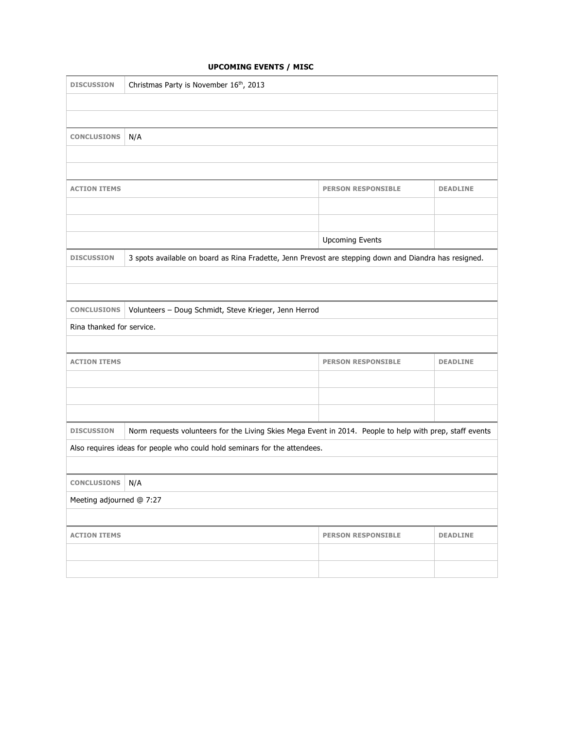**UPCOMING EVENTS / MISC**

| | | | |
|---|---|---|---|
| **DISCUSSION** | Christmas Party is November 16th, 2013 | | |
| | | | |
| | | | |
| **CONCLUSIONS** | N/A | | |
| | | | |
| | | | |
| **ACTION ITEMS** | | **PERSON RESPONSIBLE** | **DEADLINE** |
| | | | |
| | | | |
| | | Upcoming Events | |
| **DISCUSSION** | 3 spots available on board as Rina Fradette, Jenn Prevost are stepping down and Diandra has resigned. | | |
| | | | |
| | | | |
| **CONCLUSIONS** | Volunteers – Doug Schmidt, Steve Krieger, Jenn Herrod | | |
| Rina thanked for service. | | | |
| | | | |
| **ACTION ITEMS** | | **PERSON RESPONSIBLE** | **DEADLINE** |
| | | | |
| | | | |
| | | | |
| **DISCUSSION** | Norm requests volunteers for the Living Skies Mega Event in 2014. People to help with prep, staff events | | |
| Also requires ideas for people who could hold seminars for the attendees. | | | |
| | | | |
| **CONCLUSIONS** | N/A | | |
| Meeting adjourned @ 7:27 | | | |
| | | | |
| **ACTION ITEMS** | | **PERSON RESPONSIBLE** | **DEADLINE** |
| | | | |
| | | | |